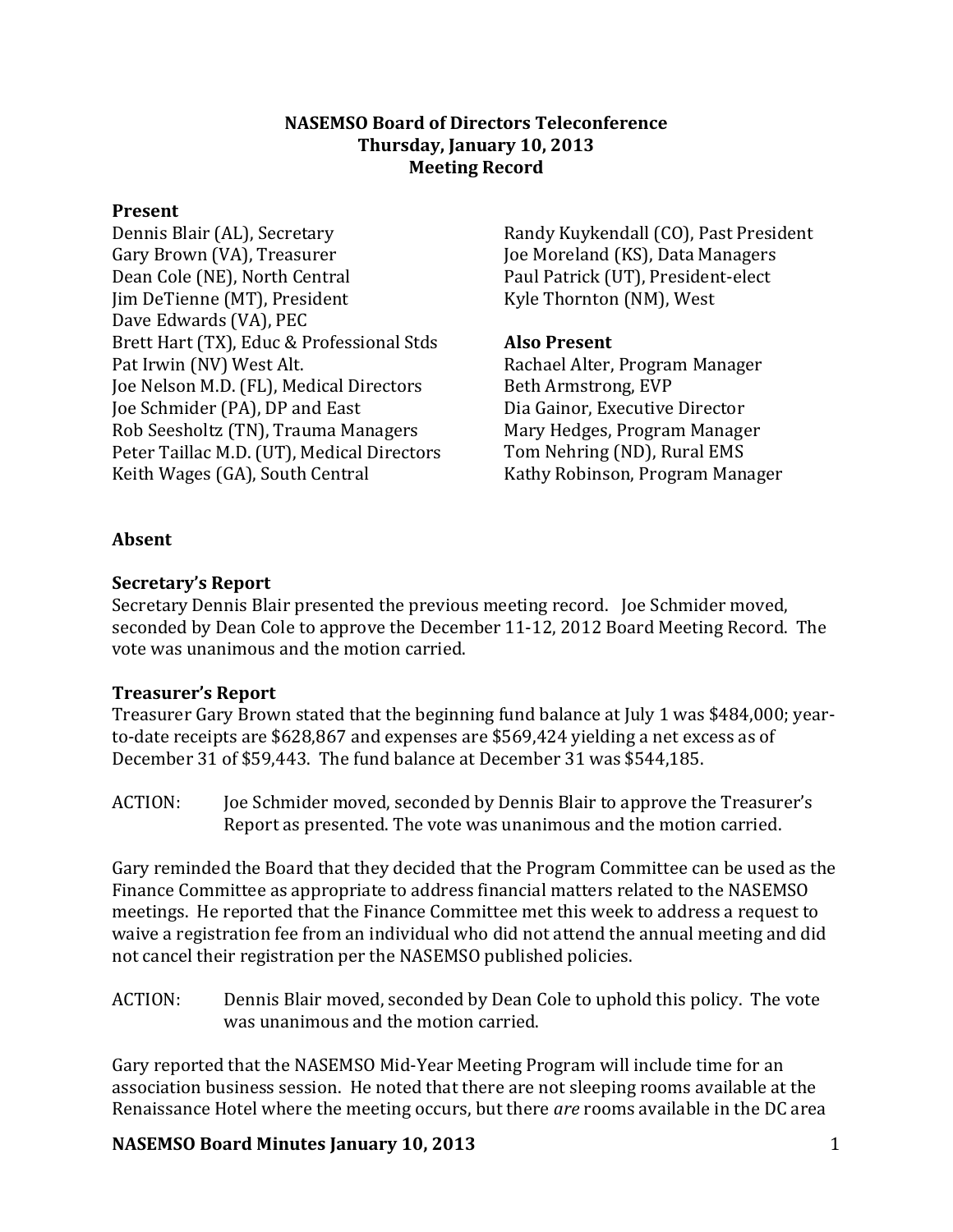**NASEMSO Board of Directors Teleconference**
**Thursday, January 10, 2013**
**Meeting Record**

### Present

Dennis Blair (AL), Secretary
Gary Brown (VA), Treasurer
Dean Cole (NE), North Central
Jim DeTienne (MT), President
Dave Edwards (VA), PEC
Brett Hart (TX), Educ & Professional Stds
Pat Irwin (NV) West Alt.
Joe Nelson M.D. (FL), Medical Directors
Joe Schmider (PA), DP and East
Rob Seesholtz (TN), Trauma Managers
Peter Taillac M.D. (UT), Medical Directors
Keith Wages (GA), South Central
Randy Kuykendall (CO), Past President
Joe Moreland (KS), Data Managers
Paul Patrick (UT), President-elect
Kyle Thornton (NM), West

### Also Present

Rachael Alter, Program Manager
Beth Armstrong, EVP
Dia Gainor, Executive Director
Mary Hedges, Program Manager
Tom Nehring (ND), Rural EMS
Kathy Robinson, Program Manager

### Absent

### Secretary's Report

Secretary Dennis Blair presented the previous meeting record. Joe Schmider moved, seconded by Dean Cole to approve the December 11-12, 2012 Board Meeting Record. The vote was unanimous and the motion carried.

### Treasurer's Report

Treasurer Gary Brown stated that the beginning fund balance at July 1 was $484,000; year-to-date receipts are $628,867 and expenses are $569,424 yielding a net excess as of December 31 of $59,443. The fund balance at December 31 was $544,185.

ACTION: Joe Schmider moved, seconded by Dennis Blair to approve the Treasurer's Report as presented. The vote was unanimous and the motion carried.

Gary reminded the Board that they decided that the Program Committee can be used as the Finance Committee as appropriate to address financial matters related to the NASEMSO meetings. He reported that the Finance Committee met this week to address a request to waive a registration fee from an individual who did not attend the annual meeting and did not cancel their registration per the NASEMSO published policies.

ACTION: Dennis Blair moved, seconded by Dean Cole to uphold this policy. The vote was unanimous and the motion carried.

Gary reported that the NASEMSO Mid-Year Meeting Program will include time for an association business session. He noted that there are not sleeping rooms available at the Renaissance Hotel where the meeting occurs, but there *are* rooms available in the DC area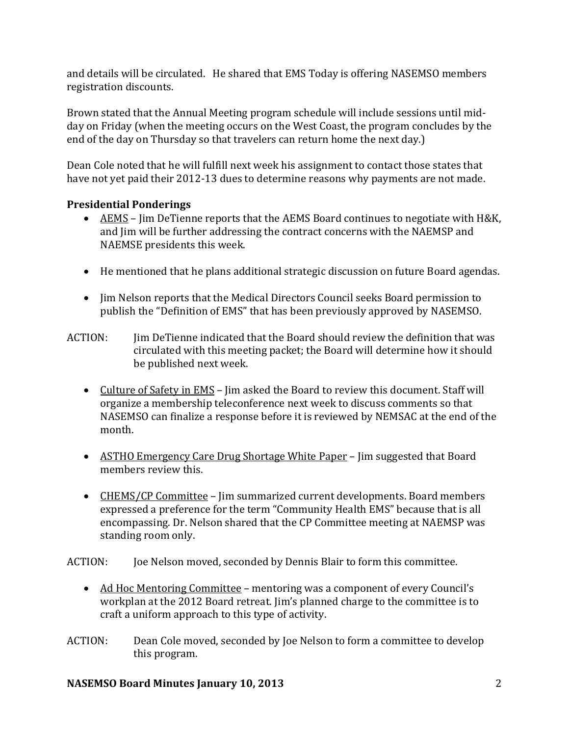and details will be circulated. He shared that EMS Today is offering NASEMSO members registration discounts.

Brown stated that the Annual Meeting program schedule will include sessions until mid-day on Friday (when the meeting occurs on the West Coast, the program concludes by the end of the day on Thursday so that travelers can return home the next day.)

Dean Cole noted that he will fulfill next week his assignment to contact those states that have not yet paid their 2012-13 dues to determine reasons why payments are not made.

**Presidential Ponderings**

- AEMS – Jim DeTienne reports that the AEMS Board continues to negotiate with H&K, and Jim will be further addressing the contract concerns with the NAEMSP and NAEMSE presidents this week.
- He mentioned that he plans additional strategic discussion on future Board agendas.
- Jim Nelson reports that the Medical Directors Council seeks Board permission to publish the "Definition of EMS" that has been previously approved by NASEMSO.

ACTION: Jim DeTienne indicated that the Board should review the definition that was circulated with this meeting packet; the Board will determine how it should be published next week.

- Culture of Safety in EMS – Jim asked the Board to review this document. Staff will organize a membership teleconference next week to discuss comments so that NASEMSO can finalize a response before it is reviewed by NEMSAC at the end of the month.
- ASTHO Emergency Care Drug Shortage White Paper – Jim suggested that Board members review this.
- CHEMS/CP Committee – Jim summarized current developments. Board members expressed a preference for the term "Community Health EMS" because that is all encompassing. Dr. Nelson shared that the CP Committee meeting at NAEMSP was standing room only.

ACTION: Joe Nelson moved, seconded by Dennis Blair to form this committee.

- Ad Hoc Mentoring Committee – mentoring was a component of every Council's workplan at the 2012 Board retreat. Jim's planned charge to the committee is to craft a uniform approach to this type of activity.

ACTION: Dean Cole moved, seconded by Joe Nelson to form a committee to develop this program.

**NASEMSO Board Minutes January 10, 2013**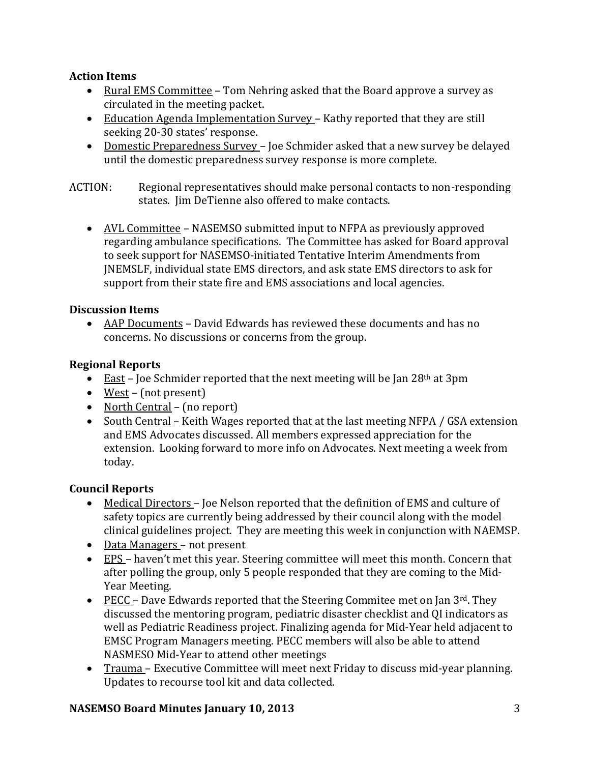**Action Items**

- Rural EMS Committee – Tom Nehring asked that the Board approve a survey as circulated in the meeting packet.
- Education Agenda Implementation Survey – Kathy reported that they are still seeking 20-30 states' response.
- Domestic Preparedness Survey – Joe Schmider asked that a new survey be delayed until the domestic preparedness survey response is more complete.

ACTION: Regional representatives should make personal contacts to non-responding states. Jim DeTienne also offered to make contacts.

- AVL Committee – NASEMSO submitted input to NFPA as previously approved regarding ambulance specifications. The Committee has asked for Board approval to seek support for NASEMSO-initiated Tentative Interim Amendments from JNEMSLF, individual state EMS directors, and ask state EMS directors to ask for support from their state fire and EMS associations and local agencies.

**Discussion Items**

- AAP Documents – David Edwards has reviewed these documents and has no concerns. No discussions or concerns from the group.

**Regional Reports**

- East – Joe Schmider reported that the next meeting will be Jan 28th at 3pm
- West – (not present)
- North Central – (no report)
- South Central – Keith Wages reported that at the last meeting NFPA / GSA extension and EMS Advocates discussed. All members expressed appreciation for the extension. Looking forward to more info on Advocates. Next meeting a week from today.

**Council Reports**

- Medical Directors – Joe Nelson reported that the definition of EMS and culture of safety topics are currently being addressed by their council along with the model clinical guidelines project. They are meeting this week in conjunction with NAEMSP.
- Data Managers – not present
- EPS – haven't met this year. Steering committee will meet this month. Concern that after polling the group, only 5 people responded that they are coming to the Mid-Year Meeting.
- PECC – Dave Edwards reported that the Steering Commitee met on Jan 3rd. They discussed the mentoring program, pediatric disaster checklist and QI indicators as well as Pediatric Readiness project. Finalizing agenda for Mid-Year held adjacent to EMSC Program Managers meeting. PECC members will also be able to attend NASMESO Mid-Year to attend other meetings
- Trauma – Executive Committee will meet next Friday to discuss mid-year planning. Updates to recourse tool kit and data collected.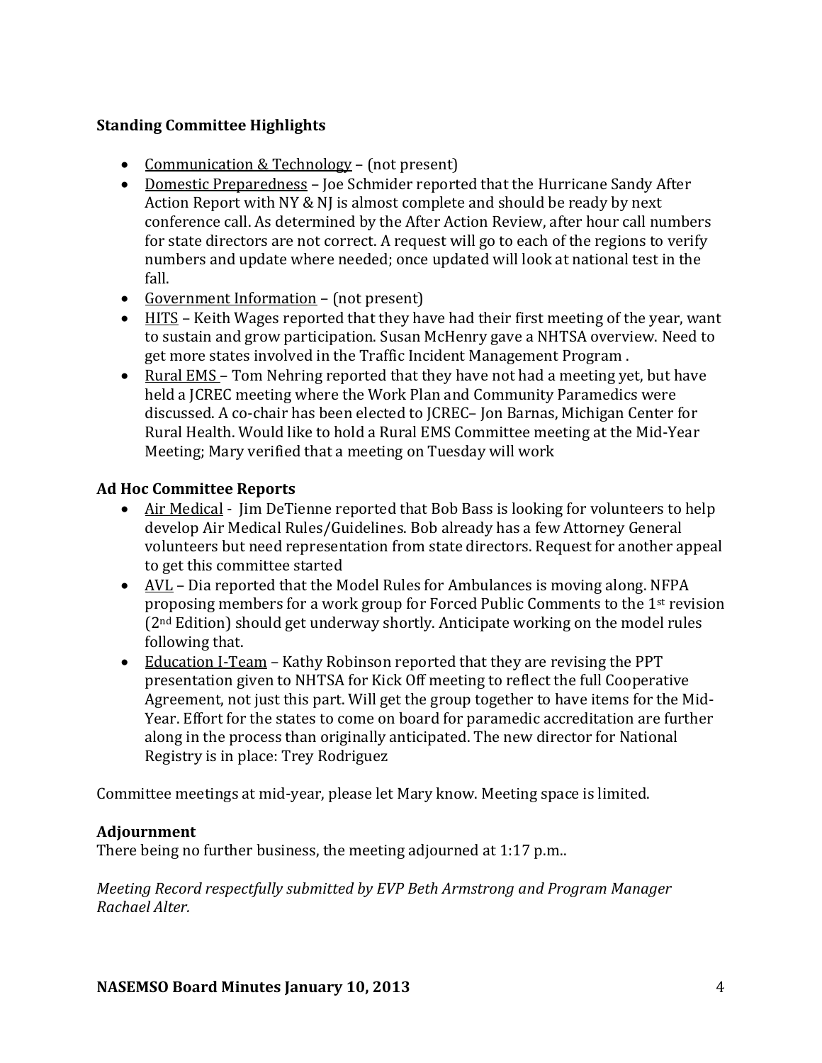### Standing Committee Highlights

- Communication & Technology – (not present)
- Domestic Preparedness – Joe Schmider reported that the Hurricane Sandy After Action Report with NY & NJ is almost complete and should be ready by next conference call. As determined by the After Action Review, after hour call numbers for state directors are not correct. A request will go to each of the regions to verify numbers and update where needed; once updated will look at national test in the fall.
- Government Information – (not present)
- HITS – Keith Wages reported that they have had their first meeting of the year, want to sustain and grow participation. Susan McHenry gave a NHTSA overview. Need to get more states involved in the Traffic Incident Management Program .
- Rural EMS – Tom Nehring reported that they have not had a meeting yet, but have held a JCREC meeting where the Work Plan and Community Paramedics were discussed. A co-chair has been elected to JCREC– Jon Barnas, Michigan Center for Rural Health. Would like to hold a Rural EMS Committee meeting at the Mid-Year Meeting; Mary verified that a meeting on Tuesday will work

### Ad Hoc Committee Reports

- Air Medical - Jim DeTienne reported that Bob Bass is looking for volunteers to help develop Air Medical Rules/Guidelines. Bob already has a few Attorney General volunteers but need representation from state directors. Request for another appeal to get this committee started
- AVL – Dia reported that the Model Rules for Ambulances is moving along. NFPA proposing members for a work group for Forced Public Comments to the 1st revision (2nd Edition) should get underway shortly. Anticipate working on the model rules following that.
- Education I-Team – Kathy Robinson reported that they are revising the PPT presentation given to NHTSA for Kick Off meeting to reflect the full Cooperative Agreement, not just this part. Will get the group together to have items for the Mid-Year. Effort for the states to come on board for paramedic accreditation are further along in the process than originally anticipated. The new director for National Registry is in place: Trey Rodriguez

Committee meetings at mid-year, please let Mary know. Meeting space is limited.

### Adjournment

There being no further business, the meeting adjourned at 1:17 p.m..

*Meeting Record respectfully submitted by EVP Beth Armstrong and Program Manager Rachael Alter.*